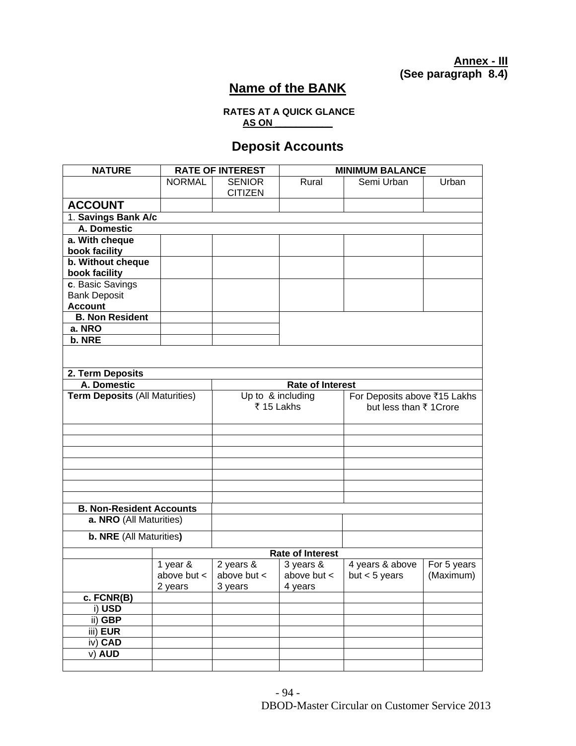**Annex - III**
**(See paragraph 8.4)**

# Name of the BANK

**RATES AT A QUICK GLANCE**
**AS ON \_\_\_\_\_\_\_\_\_\_\_**

## Deposit Accounts

| NATURE | RATE OF INTEREST | | MINIMUM BALANCE | | |
|---|---|---|---|---|---|
| | NORMAL | SENIOR CITIZEN | Rural | Semi Urban | Urban |
| **ACCOUNT** | | | | | |
| 1. **Savings Bank A/c** | | | | | |
| **A. Domestic** | | | | | |
| **a. With cheque book facility** | | | | | |
| **b. Without cheque book facility** | | | | | |
| **c**. Basic Savings Bank Deposit **Account** | | | | | |
| **B. Non Resident** | | | | | |
| **a. NRO** | | | | | |
| **b. NRE** | | | | | |

| **2. Term Deposits** | | |
|---|---|---|
| **A. Domestic** | **Rate of Interest** | |
| **Term Deposits** (All Maturities) | Up to & including ₹ 15 Lakhs | For Deposits above ₹15 Lakhs but less than ₹ 1Crore |
| | | |
| | | |
| | | |
| | | |
| | | |
| | | |
| | | |
| **B. Non-Resident Accounts** | | |
| **a. NRO** (All Maturities) | | |
| **b. NRE** (All Maturities**)** | | |

| | Rate of Interest | | | | |
|---|---|---|---|---|---|
| | 1 year & above but < 2 years | 2 years & above but < 3 years | 3 years & above but < 4 years | 4 years & above but < 5 years | For 5 years (Maximum) |
| **c. FCNR(B)** | | | | | |
| i) **USD** | | | | | |
| ii) **GBP** | | | | | |
| iii) **EUR** | | | | | |
| iv) **CAD** | | | | | |
| v) **AUD** | | | | | |
| | | | | | |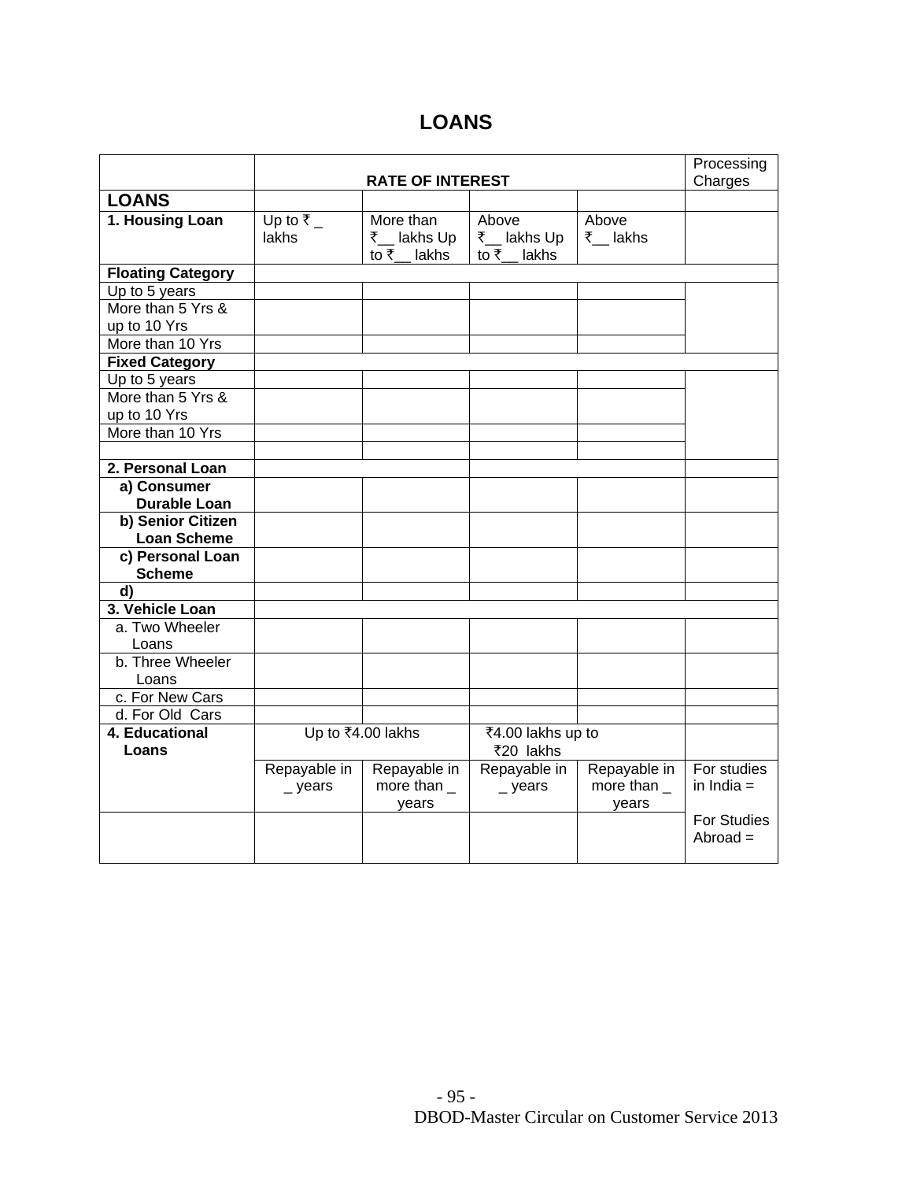# LOANS

| | RATE OF INTEREST | | | | Processing Charges |
|---|---|---|---|---|---|
| **LOANS** | | | | | |
| **1. Housing Loan** | Up to ₹ _ lakhs | More than ₹__ lakhs Up to ₹__ lakhs | Above ₹__ lakhs Up to ₹__ lakhs | Above ₹__ lakhs | |
| **Floating Category** | | | | | |
| Up to 5 years | | | | | |
| More than 5 Yrs & up to 10 Yrs | | | | | |
| More than 10 Yrs | | | | | |
| **Fixed Category** | | | | | |
| Up to 5 years | | | | | |
| More than 5 Yrs & up to 10 Yrs | | | | | |
| More than 10 Yrs | | | | | |
| | | | | | |
| **2. Personal Loan** | | | | | |
| **a) Consumer Durable Loan** | | | | | |
| **b) Senior Citizen Loan Scheme** | | | | | |
| **c) Personal Loan Scheme** | | | | | |
| **d)** | | | | | |
| **3. Vehicle Loan** | | | | | |
| a. Two Wheeler Loans | | | | | |
| b. Three Wheeler Loans | | | | | |
| c. For New Cars | | | | | |
| d. For Old Cars | | | | | |
| **4. Educational Loans** | Up to ₹4.00 lakhs | | ₹4.00 lakhs up to ₹20 lakhs | | |
| | Repayable in _ years | Repayable in more than _ years | Repayable in _ years | Repayable in more than _ years | For studies in India = |
| | | | | | For Studies Abroad = |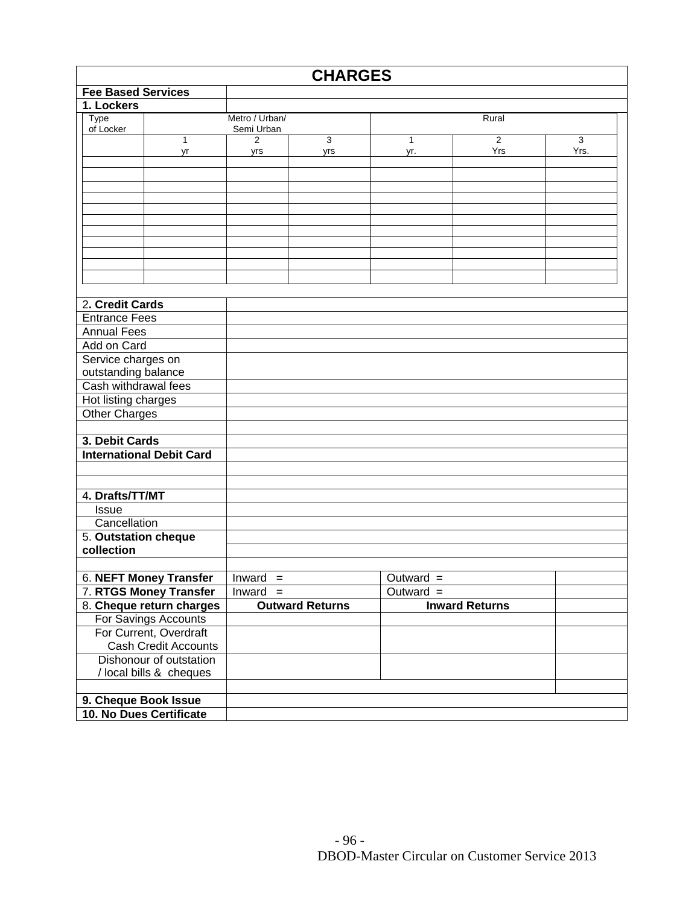# CHARGES

| | |
|---|---|
| **Fee Based Services** | |
| **1. Lockers** | |

| Type of Locker | Metro / Urban/ Semi Urban | | | Rural | | |
|---|---|---|---|---|---|---|
| | 1 yr | 2 yrs | 3 yrs | 1 yr. | 2 Yrs | 3 Yrs. |
| | | | | | | |
| | | | | | | |
| | | | | | | |
| | | | | | | |
| | | | | | | |
| | | | | | | |
| | | | | | | |
| | | | | | | |
| | | | | | | |
| | | | | | | |
| | | | | | | |

| | |
|---|---|
| 2**. Credit Cards** | |
| Entrance Fees | |
| Annual Fees | |
| Add on Card | |
| Service charges on outstanding balance | |
| Cash withdrawal fees | |
| Hot listing charges | |
| Other Charges | |
| | |
| **3. Debit Cards** | |
| **International Debit Card** | |
| | |
| | |
| 4**. Drafts/TT/MT** | |
| Issue | |
| Cancellation | |
| 5. **Outstation cheque collection** | |
| | |

| | | | |
|---|---|---|---|
| 6. **NEFT Money Transfer** | Inward = | Outward = | |
| 7. **RTGS Money Transfer** | Inward = | Outward = | |
| 8. **Cheque return charges** | **Outward Returns** | **Inward Returns** | |
| For Savings Accounts | | | |
| For Current, Overdraft Cash Credit Accounts | | | |
| Dishonour of outstation / local bills & cheques | | | |
| | | | |
| **9. Cheque Book Issue** | | | |
| **10. No Dues Certificate** | | | |

DBOD-Master Circular on Customer Service 2013